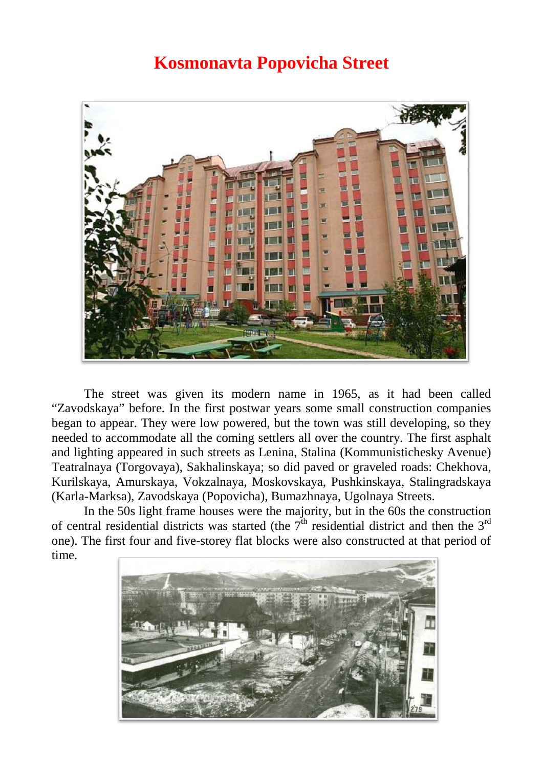# Kosmonavta Popovicha Street

The street was given its modern name in 1965, as it had been called "Zavodskaya" before. In the first postwar years some small construction companies began to appear. They were low powered, but the town was still developing, so they needed to accommodate all the coming settlers all over the country. The first asphalt and lighting appeared in such streets as Lenina, Stalina (Kommunistichesky Avenue) Teatralnaya (Torgovaya), Sakhalinskaya; so did paved or graveled roads: Chekhova, Kurilskaya, Amurskaya, Vokzalnaya, Moskovskaya, Pushkinskaya, Stalingradskaya (Karla-Marksa), Zavodskaya (Popovicha), Bumazhnaya, Ugolnaya Streets.

In the 50s light frame houses were the majority, but in the 60s the construction of central residential districts was started (the 7th residential district and then the 3rd one). The first four and five-storey flat blocks were also constructed at that period of time.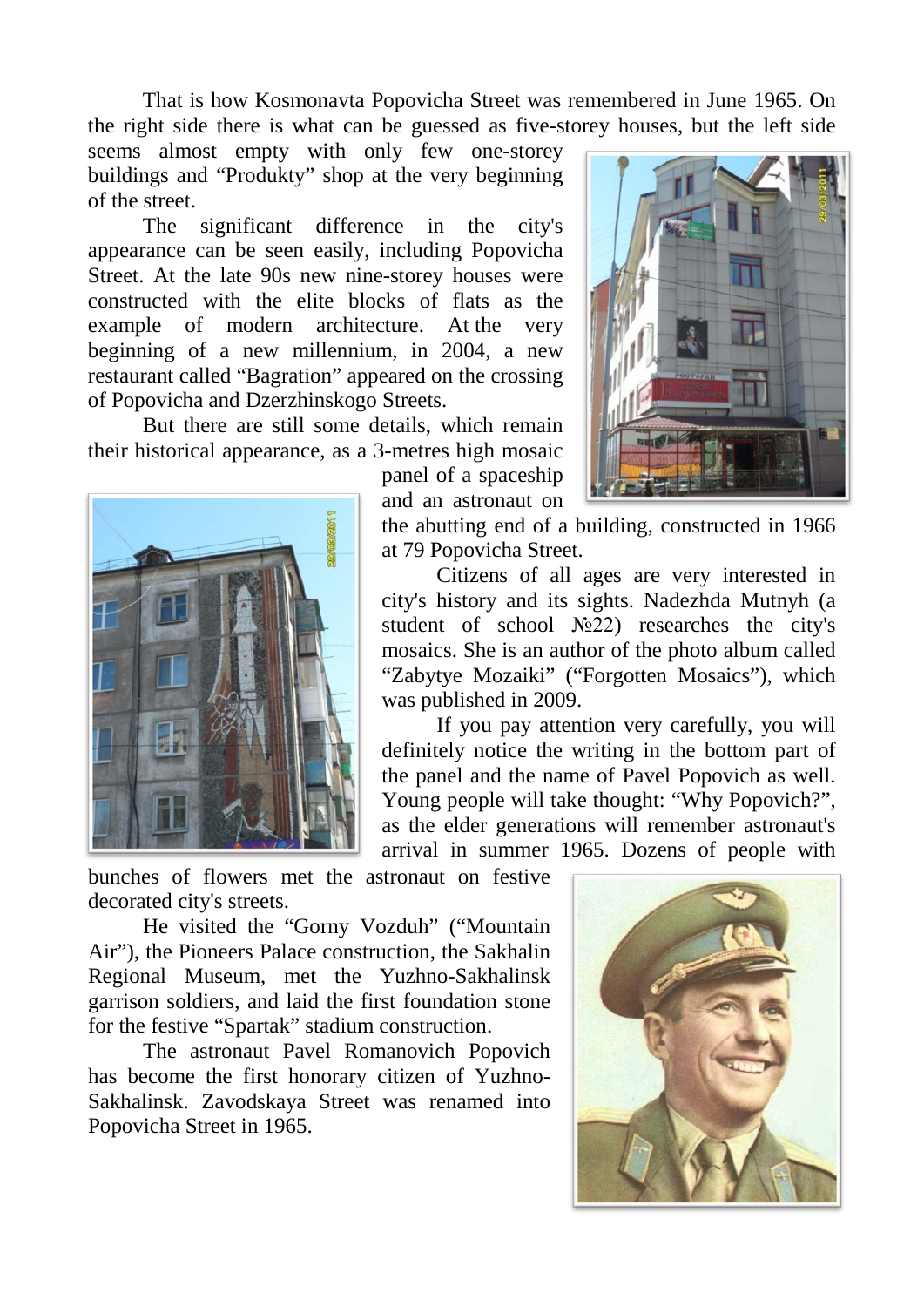That is how Kosmonavta Popovicha Street was remembered in June 1965. On the right side there is what can be guessed as five-storey houses, but the left side seems almost empty with only few one-storey buildings and "Produkty" shop at the very beginning of the street.

The significant difference in the city's appearance can be seen easily, including Popovicha Street. At the late 90s new nine-storey houses were constructed with the elite blocks of flats as the example of modern architecture. At the very beginning of a new millennium, in 2004, a new restaurant called "Bagration" appeared on the crossing of Popovicha and Dzerzhinskogo Streets.

But there are still some details, which remain their historical appearance, as a 3-metres high mosaic panel of a spaceship and an astronaut on the abutting end of a building, constructed in 1966 at 79 Popovicha Street.

Citizens of all ages are very interested in city's history and its sights. Nadezhda Mutnyh (a student of school №22) researches the city's mosaics. She is an author of the photo album called "Zabytye Mozaiki" ("Forgotten Mosaics"), which was published in 2009.

If you pay attention very carefully, you will definitely notice the writing in the bottom part of the panel and the name of Pavel Popovich as well. Young people will take thought: "Why Popovich?", as the elder generations will remember astronaut's arrival in summer 1965. Dozens of people with bunches of flowers met the astronaut on festive decorated city's streets.

He visited the "Gorny Vozduh" ("Mountain Air"), the Pioneers Palace construction, the Sakhalin Regional Museum, met the Yuzhno-Sakhalinsk garrison soldiers, and laid the first foundation stone for the festive "Spartak" stadium construction.

The astronaut Pavel Romanovich Popovich has become the first honorary citizen of Yuzhno-Sakhalinsk. Zavodskaya Street was renamed into Popovicha Street in 1965.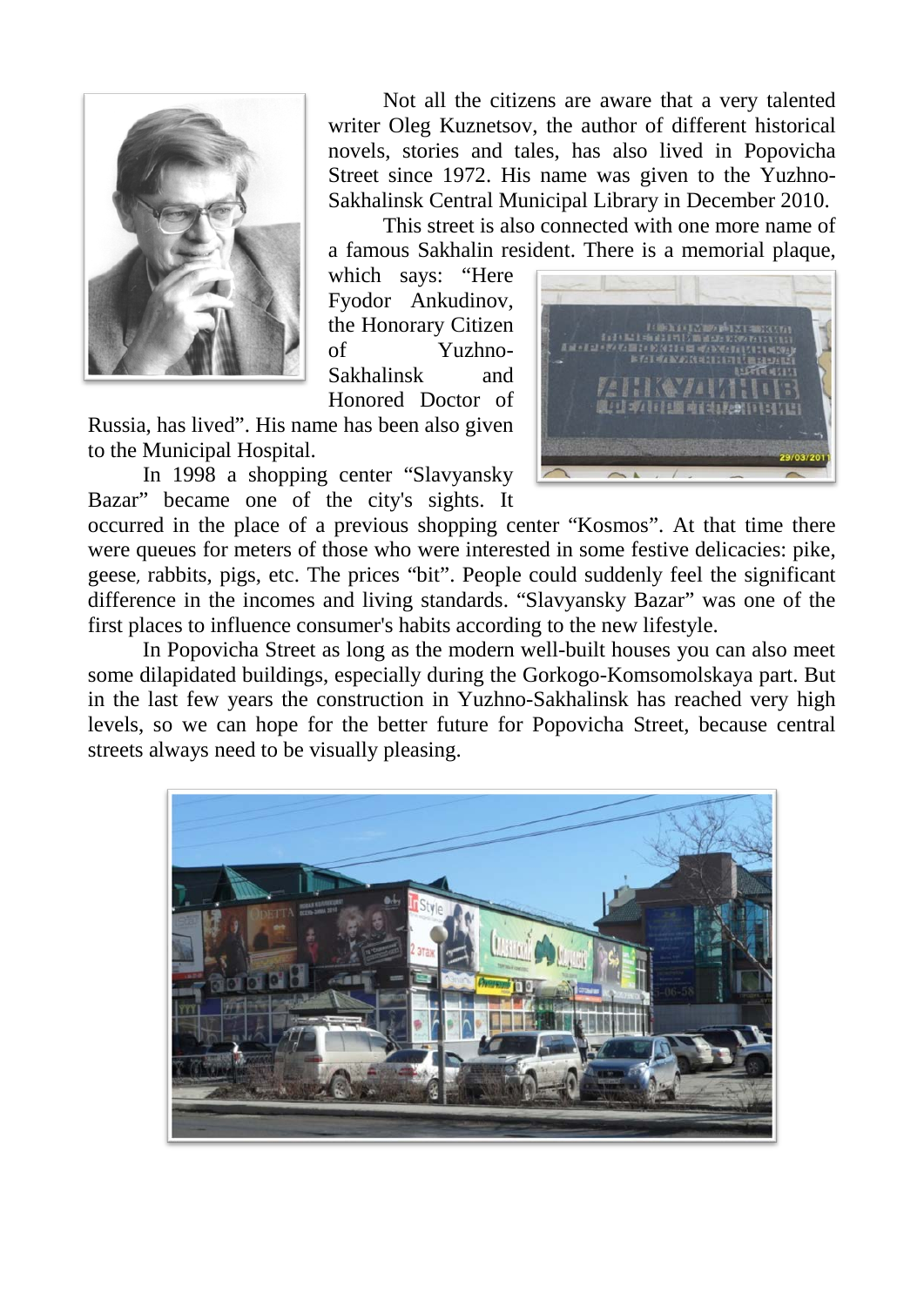Not all the citizens are aware that a very talented writer Oleg Kuznetsov, the author of different historical novels, stories and tales, has also lived in Popovicha Street since 1972. His name was given to the Yuzhno-Sakhalinsk Central Municipal Library in December 2010.

This street is also connected with one more name of a famous Sakhalin resident. There is a memorial plaque, which says: "Here Fyodor Ankudinov, the Honorary Citizen of Yuzhno-Sakhalinsk and Honored Doctor of Russia, has lived". His name has been also given to the Municipal Hospital.

In 1998 a shopping center "Slavyansky Bazar" became one of the city's sights. It occurred in the place of a previous shopping center "Kosmos". At that time there were queues for meters of those who were interested in some festive delicacies: pike, geese, rabbits, pigs, etc. The prices "bit". People could suddenly feel the significant difference in the incomes and living standards. "Slavyansky Bazar" was one of the first places to influence consumer's habits according to the new lifestyle.

In Popovicha Street as long as the modern well-built houses you can also meet some dilapidated buildings, especially during the Gorkogo-Komsomolskaya part. But in the last few years the construction in Yuzhno-Sakhalinsk has reached very high levels, so we can hope for the better future for Popovicha Street, because central streets always need to be visually pleasing.